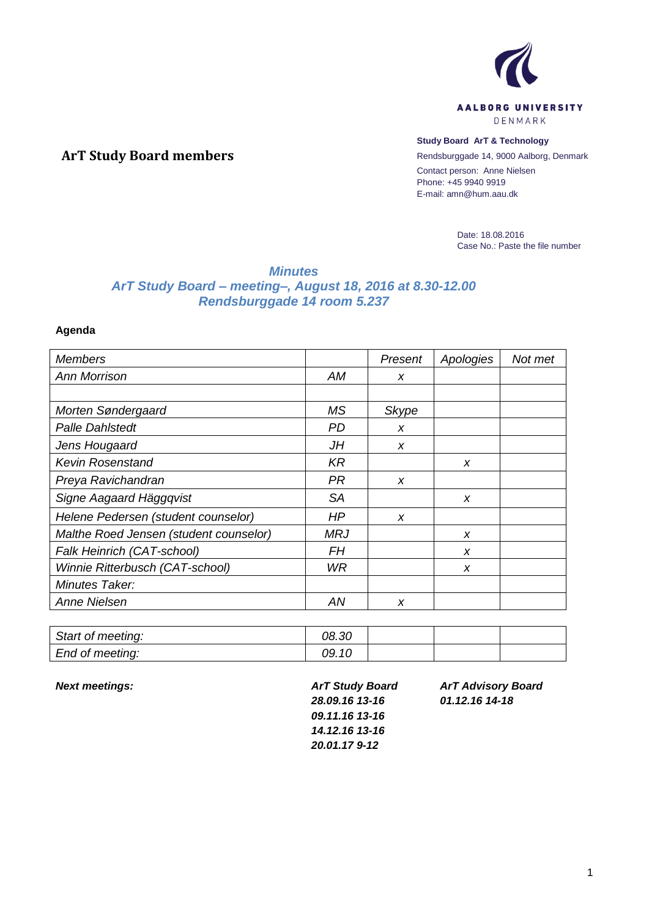AALBORG UNIVERSITY
DENMARK

**Study Board ArT & Technology**

Rendsburggade 14, 9000 Aalborg, Denmark

Contact person: Anne Nielsen

Phone: +45 9940 9919

E-mail: amn@hum.aau.dk

# ArT Study Board members

Date: 18.08.2016

Case No.: Paste the file number

## *Minutes*
## *ArT Study Board – meeting–, August 18, 2016 at 8.30-12.00*
## *Rendsburggade 14 room 5.237*

**Agenda**

| *Members* | | *Present* | *Apologies* | *Not met* |
|---|---|---|---|---|
| *Ann Morrison* | *AM* | *x* | | |
| | | | | |
| *Morten Søndergaard* | *MS* | *Skype* | | |
| *Palle Dahlstedt* | *PD* | *x* | | |
| *Jens Hougaard* | *JH* | *x* | | |
| *Kevin Rosenstand* | *KR* | | *x* | |
| *Preya Ravichandran* | *PR* | *x* | | |
| *Signe Aagaard Häggqvist* | *SA* | | *x* | |
| *Helene Pedersen (student counselor)* | *HP* | *x* | | |
| *Malthe Roed Jensen (student counselor)* | *MRJ* | | *x* | |
| *Falk Heinrich (CAT-school)* | *FH* | | *x* | |
| *Winnie Ritterbusch (CAT-school)* | *WR* | | *x* | |
| *Minutes Taker:* | | | | |
| *Anne Nielsen* | *AN* | *x* | | |

| *Start of meeting:* | *08.30* | | | |
|---|---|---|---|---|
| *End of meeting:* | *09.10* | | | |

***Next meetings:***

***ArT Study Board***
***28.09.16 13-16***
***09.11.16 13-16***
***14.12.16 13-16***
***20.01.17 9-12***

***ArT Advisory Board***
***01.12.16 14-18***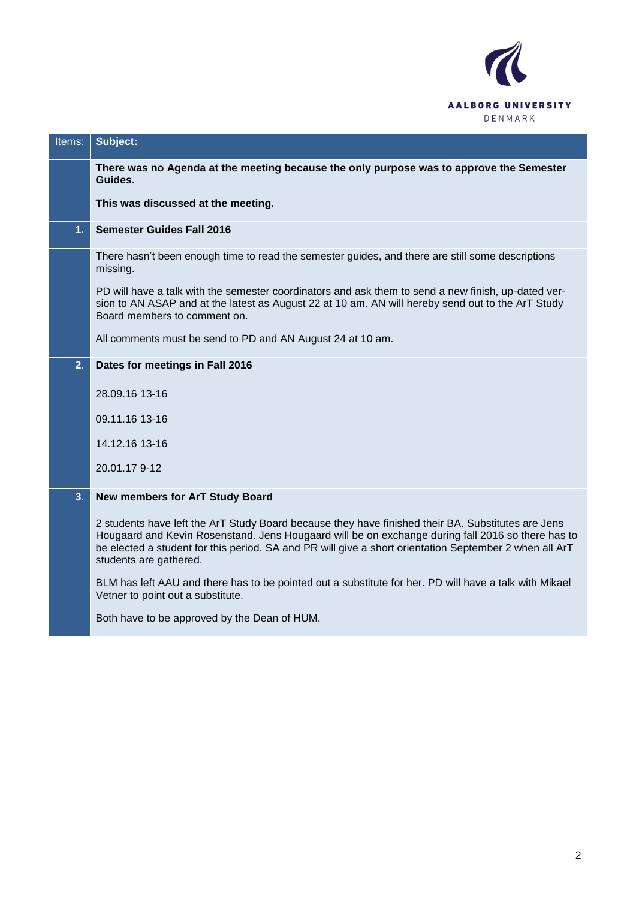| Items: | Subject: |
|---|---|
| | **There was no Agenda at the meeting because the only purpose was to approve the Semester Guides.**<br><br>**This was discussed at the meeting.** |
| **1.** | **Semester Guides Fall 2016** |
| | There hasn't been enough time to read the semester guides, and there are still some descriptions missing.<br><br>PD will have a talk with the semester coordinators and ask them to send a new finish, up-dated version to AN ASAP and at the latest as August 22 at 10 am. AN will hereby send out to the ArT Study Board members to comment on.<br><br>All comments must be send to PD and AN August 24 at 10 am. |
| **2.** | **Dates for meetings in Fall 2016** |
| | 28.09.16 13-16<br><br>09.11.16 13-16<br><br>14.12.16 13-16<br><br>20.01.17 9-12 |
| **3.** | **New members for ArT Study Board** |
| | 2 students have left the ArT Study Board because they have finished their BA. Substitutes are Jens Hougaard and Kevin Rosenstand. Jens Hougaard will be on exchange during fall 2016 so there has to be elected a student for this period. SA and PR will give a short orientation September 2 when all ArT students are gathered.<br><br>BLM has left AAU and there has to be pointed out a substitute for her. PD will have a talk with Mikael Vetner to point out a substitute.<br><br>Both have to be approved by the Dean of HUM. |